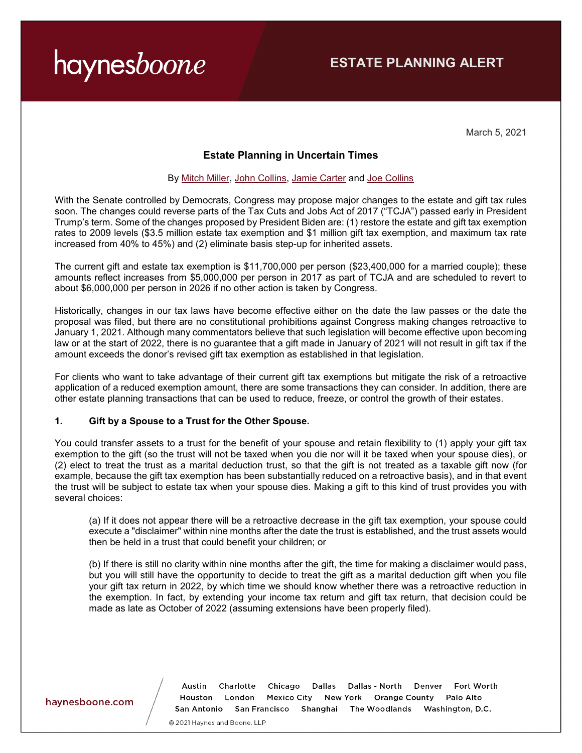haynesboone

**ESTATE PLANNING ALERT**

March 5, 2021

## Estate Planning in Uncertain Times

By Mitch Miller, John Collins, Jamie Carter and Joe Collins

With the Senate controlled by Democrats, Congress may propose major changes to the estate and gift tax rules soon. The changes could reverse parts of the Tax Cuts and Jobs Act of 2017 ("TCJA") passed early in President Trump's term. Some of the changes proposed by President Biden are: (1) restore the estate and gift tax exemption rates to 2009 levels ($3.5 million estate tax exemption and $1 million gift tax exemption, and maximum tax rate increased from 40% to 45%) and (2) eliminate basis step-up for inherited assets.

The current gift and estate tax exemption is $11,700,000 per person ($23,400,000 for a married couple); these amounts reflect increases from $5,000,000 per person in 2017 as part of TCJA and are scheduled to revert to about $6,000,000 per person in 2026 if no other action is taken by Congress.

Historically, changes in our tax laws have become effective either on the date the law passes or the date the proposal was filed, but there are no constitutional prohibitions against Congress making changes retroactive to January 1, 2021. Although many commentators believe that such legislation will become effective upon becoming law or at the start of 2022, there is no guarantee that a gift made in January of 2021 will not result in gift tax if the amount exceeds the donor's revised gift tax exemption as established in that legislation.

For clients who want to take advantage of their current gift tax exemptions but mitigate the risk of a retroactive application of a reduced exemption amount, there are some transactions they can consider. In addition, there are other estate planning transactions that can be used to reduce, freeze, or control the growth of their estates.

### 1. Gift by a Spouse to a Trust for the Other Spouse.

You could transfer assets to a trust for the benefit of your spouse and retain flexibility to (1) apply your gift tax exemption to the gift (so the trust will not be taxed when you die nor will it be taxed when your spouse dies), or (2) elect to treat the trust as a marital deduction trust, so that the gift is not treated as a taxable gift now (for example, because the gift tax exemption has been substantially reduced on a retroactive basis), and in that event the trust will be subject to estate tax when your spouse dies. Making a gift to this kind of trust provides you with several choices:

> (a) If it does not appear there will be a retroactive decrease in the gift tax exemption, your spouse could execute a "disclaimer" within nine months after the date the trust is established, and the trust assets would then be held in a trust that could benefit your children; or
>
> (b) If there is still no clarity within nine months after the gift, the time for making a disclaimer would pass, but you will still have the opportunity to decide to treat the gift as a marital deduction gift when you file your gift tax return in 2022, by which time we should know whether there was a retroactive reduction in the exemption. In fact, by extending your income tax return and gift tax return, that decision could be made as late as October of 2022 (assuming extensions have been properly filed).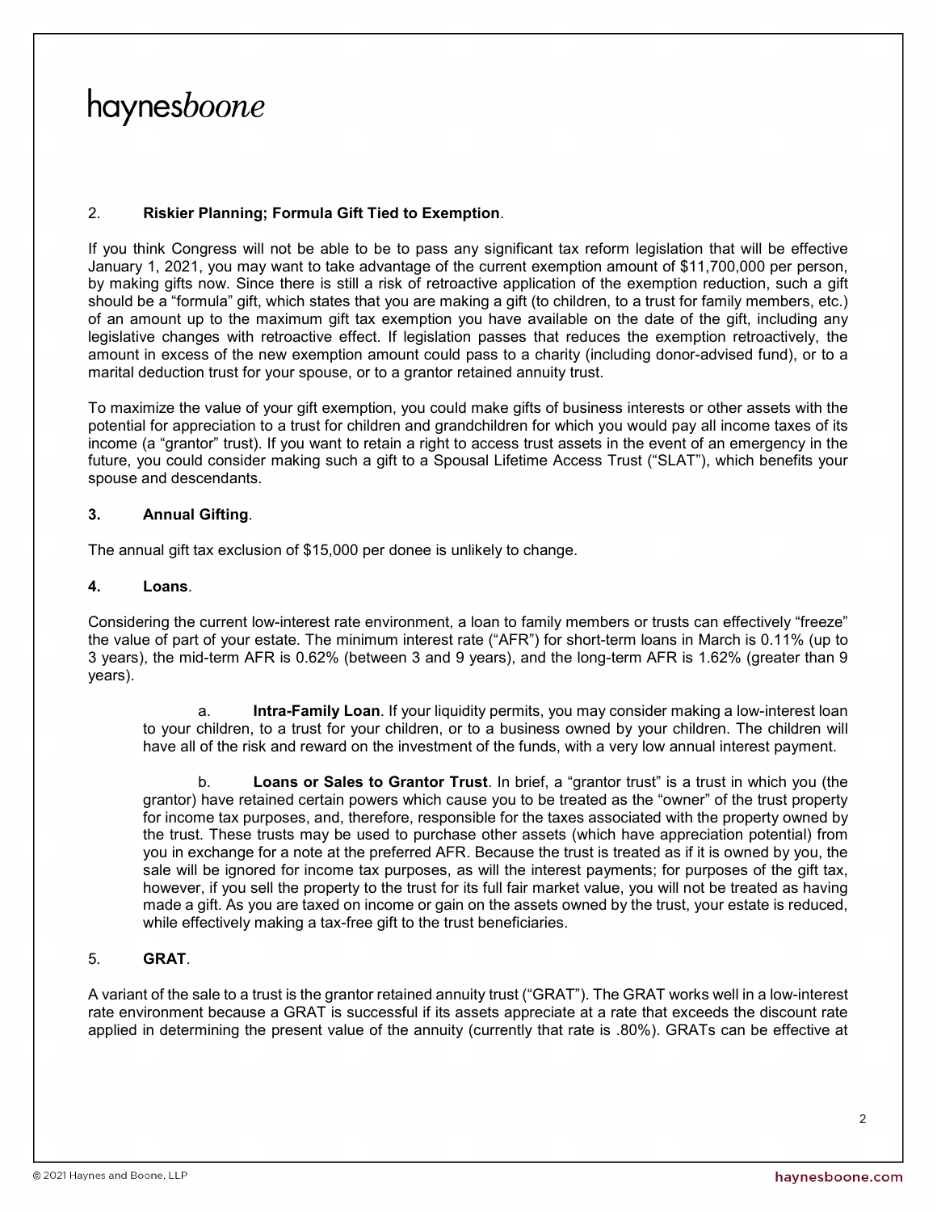## 2. **Riskier Planning; Formula Gift Tied to Exemption**.

If you think Congress will not be able to be to pass any significant tax reform legislation that will be effective January 1, 2021, you may want to take advantage of the current exemption amount of $11,700,000 per person, by making gifts now. Since there is still a risk of retroactive application of the exemption reduction, such a gift should be a "formula" gift, which states that you are making a gift (to children, to a trust for family members, etc.) of an amount up to the maximum gift tax exemption you have available on the date of the gift, including any legislative changes with retroactive effect. If legislation passes that reduces the exemption retroactively, the amount in excess of the new exemption amount could pass to a charity (including donor-advised fund), or to a marital deduction trust for your spouse, or to a grantor retained annuity trust.

To maximize the value of your gift exemption, you could make gifts of business interests or other assets with the potential for appreciation to a trust for children and grandchildren for which you would pay all income taxes of its income (a "grantor" trust). If you want to retain a right to access trust assets in the event of an emergency in the future, you could consider making such a gift to a Spousal Lifetime Access Trust ("SLAT"), which benefits your spouse and descendants.

## **3. Annual Gifting**.

The annual gift tax exclusion of $15,000 per donee is unlikely to change.

## **4. Loans**.

Considering the current low-interest rate environment, a loan to family members or trusts can effectively "freeze" the value of part of your estate. The minimum interest rate ("AFR") for short-term loans in March is 0.11% (up to 3 years), the mid-term AFR is 0.62% (between 3 and 9 years), and the long-term AFR is 1.62% (greater than 9 years).

> a. **Intra-Family Loan**. If your liquidity permits, you may consider making a low-interest loan to your children, to a trust for your children, or to a business owned by your children. The children will have all of the risk and reward on the investment of the funds, with a very low annual interest payment.
>
> b. **Loans or Sales to Grantor Trust**. In brief, a "grantor trust" is a trust in which you (the grantor) have retained certain powers which cause you to be treated as the "owner" of the trust property for income tax purposes, and, therefore, responsible for the taxes associated with the property owned by the trust. These trusts may be used to purchase other assets (which have appreciation potential) from you in exchange for a note at the preferred AFR. Because the trust is treated as if it is owned by you, the sale will be ignored for income tax purposes, as will the interest payments; for purposes of the gift tax, however, if you sell the property to the trust for its full fair market value, you will not be treated as having made a gift. As you are taxed on income or gain on the assets owned by the trust, your estate is reduced, while effectively making a tax-free gift to the trust beneficiaries.

## 5. **GRAT**.

A variant of the sale to a trust is the grantor retained annuity trust ("GRAT"). The GRAT works well in a low-interest rate environment because a GRAT is successful if its assets appreciate at a rate that exceeds the discount rate applied in determining the present value of the annuity (currently that rate is .80%). GRATs can be effective at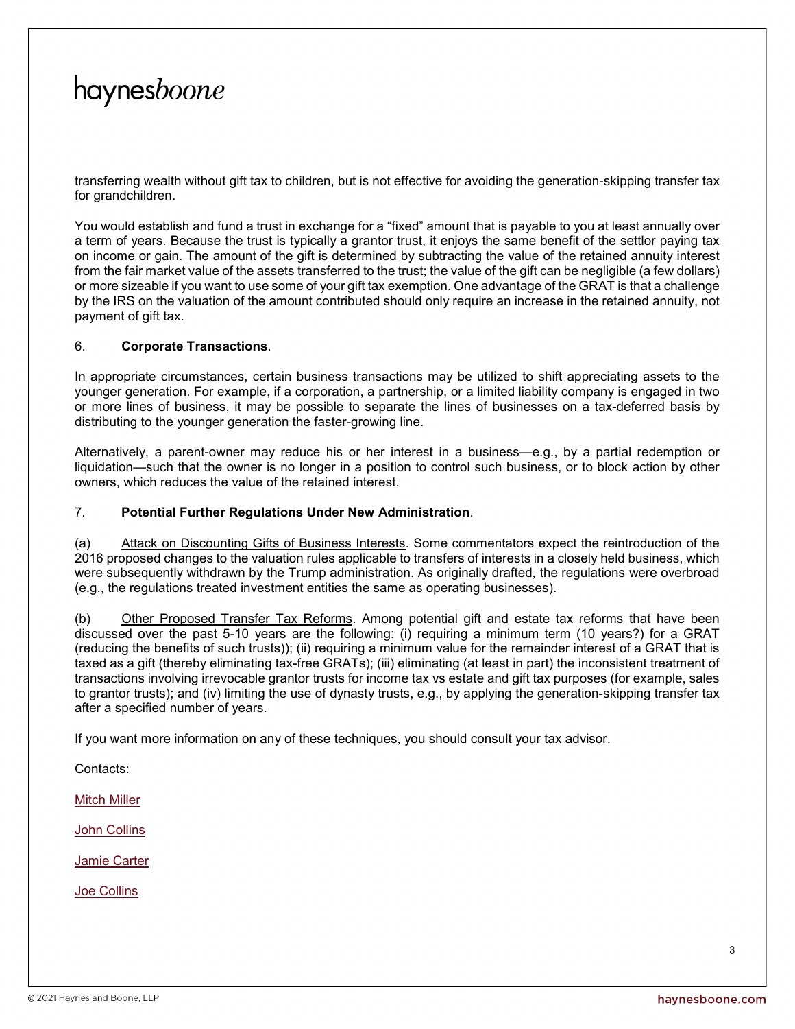transferring wealth without gift tax to children, but is not effective for avoiding the generation-skipping transfer tax for grandchildren.

You would establish and fund a trust in exchange for a "fixed" amount that is payable to you at least annually over a term of years. Because the trust is typically a grantor trust, it enjoys the same benefit of the settlor paying tax on income or gain. The amount of the gift is determined by subtracting the value of the retained annuity interest from the fair market value of the assets transferred to the trust; the value of the gift can be negligible (a few dollars) or more sizeable if you want to use some of your gift tax exemption. One advantage of the GRAT is that a challenge by the IRS on the valuation of the amount contributed should only require an increase in the retained annuity, not payment of gift tax.

6. **Corporate Transactions**.

In appropriate circumstances, certain business transactions may be utilized to shift appreciating assets to the younger generation. For example, if a corporation, a partnership, or a limited liability company is engaged in two or more lines of business, it may be possible to separate the lines of businesses on a tax-deferred basis by distributing to the younger generation the faster-growing line.

Alternatively, a parent-owner may reduce his or her interest in a business—e.g., by a partial redemption or liquidation—such that the owner is no longer in a position to control such business, or to block action by other owners, which reduces the value of the retained interest.

7. **Potential Further Regulations Under New Administration**.

(a) Attack on Discounting Gifts of Business Interests. Some commentators expect the reintroduction of the 2016 proposed changes to the valuation rules applicable to transfers of interests in a closely held business, which were subsequently withdrawn by the Trump administration. As originally drafted, the regulations were overbroad (e.g., the regulations treated investment entities the same as operating businesses).

(b) Other Proposed Transfer Tax Reforms. Among potential gift and estate tax reforms that have been discussed over the past 5-10 years are the following: (i) requiring a minimum term (10 years?) for a GRAT (reducing the benefits of such trusts)); (ii) requiring a minimum value for the remainder interest of a GRAT that is taxed as a gift (thereby eliminating tax-free GRATs); (iii) eliminating (at least in part) the inconsistent treatment of transactions involving irrevocable grantor trusts for income tax vs estate and gift tax purposes (for example, sales to grantor trusts); and (iv) limiting the use of dynasty trusts, e.g., by applying the generation-skipping transfer tax after a specified number of years.

If you want more information on any of these techniques, you should consult your tax advisor.

Contacts:

Mitch Miller

John Collins

Jamie Carter

Joe Collins